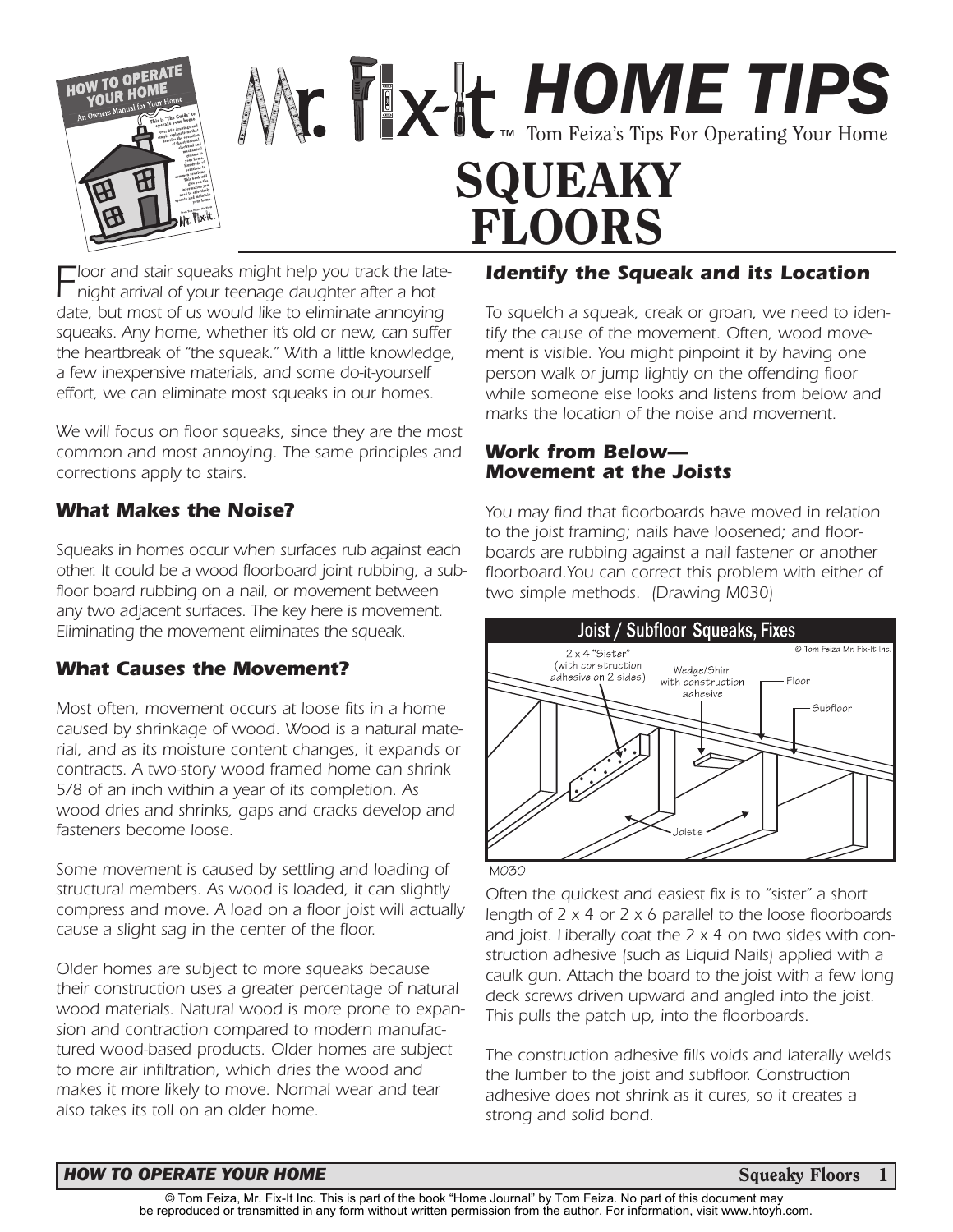# Mr. Fix-It HOME TIPS

Tom Feiza's Tips For Operating Your Home

# SQUEAKY FLOORS

*Floor and stair squeaks might help you track the late-night arrival of your teenage daughter after a hot date, but most of us would like to eliminate annoying squeaks. Any home, whether it's old or new, can suffer the heartbreak of "the squeak." With a little knowledge, a few inexpensive materials, and some do-it-yourself effort, we can eliminate most squeaks in our homes.*

*We will focus on floor squeaks, since they are the most common and most annoying. The same principles and corrections apply to stairs.*

## What Makes the Noise?

*Squeaks in homes occur when surfaces rub against each other. It could be a wood floorboard joint rubbing, a subfloor board rubbing on a nail, or movement between any two adjacent surfaces. The key here is movement. Eliminating the movement eliminates the squeak.*

## What Causes the Movement?

*Most often, movement occurs at loose fits in a home caused by shrinkage of wood. Wood is a natural material, and as its moisture content changes, it expands or contracts. A two-story wood framed home can shrink 5/8 of an inch within a year of its completion. As wood dries and shrinks, gaps and cracks develop and fasteners become loose.*

*Some movement is caused by settling and loading of structural members. As wood is loaded, it can slightly compress and move. A load on a floor joist will actually cause a slight sag in the center of the floor.*

*Older homes are subject to more squeaks because their construction uses a greater percentage of natural wood materials. Natural wood is more prone to expansion and contraction compared to modern manufactured wood-based products. Older homes are subject to more air infiltration, which dries the wood and makes it more likely to move. Normal wear and tear also takes its toll on an older home.*

## Identify the Squeak and its Location

*To squelch a squeak, creak or groan, we need to identify the cause of the movement. Often, wood movement is visible. You might pinpoint it by having one person walk or jump lightly on the offending floor while someone else looks and listens from below and marks the location of the noise and movement.*

## Work from Below—Movement at the Joists

*You may find that floorboards have moved in relation to the joist framing; nails have loosened; and floorboards are rubbing against a nail fastener or another floorboard.You can correct this problem with either of two simple methods. (Drawing M030)*

**Joist / Subfloor Squeaks, Fixes**

© Tom Feiza Mr. Fix-It Inc.

2 x 4 "Sister" (with construction adhesive on 2 sides) — Wedge/Shim with construction adhesive — Floor — Subfloor — Joists

M030

*Often the quickest and easiest fix is to "sister" a short length of 2 x 4 or 2 x 6 parallel to the loose floorboards and joist. Liberally coat the 2 x 4 on two sides with construction adhesive (such as Liquid Nails) applied with a caulk gun. Attach the board to the joist with a few long deck screws driven upward and angled into the joist. This pulls the patch up, into the floorboards.*

*The construction adhesive fills voids and laterally welds the lumber to the joist and subfloor. Construction adhesive does not shrink as it cures, so it creates a strong and solid bond.*

© Tom Feiza, Mr. Fix-It Inc. This is part of the book "Home Journal" by Tom Feiza. No part of this document may be reproduced or transmitted in any form without written permission from the author. For information, visit www.htoyh.com.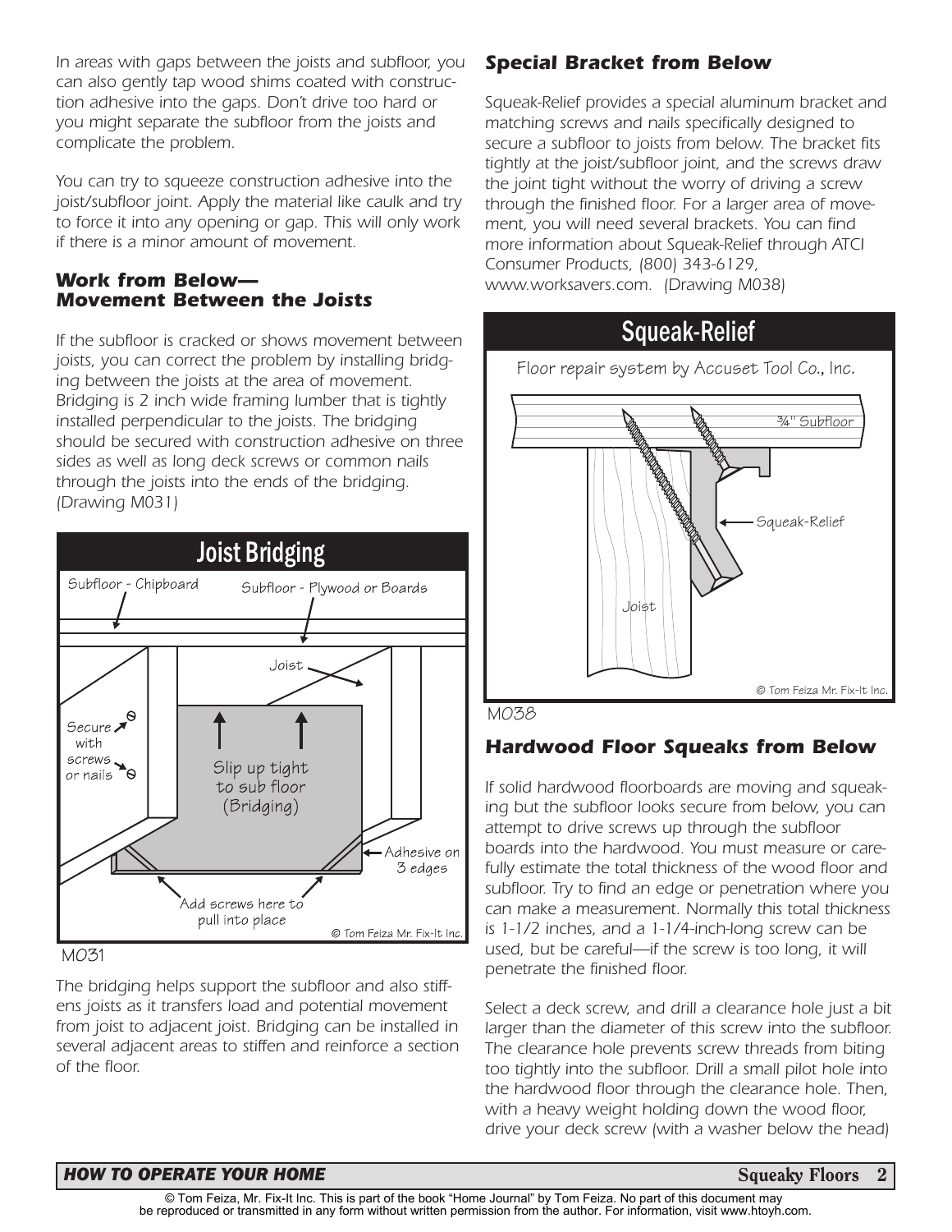*In areas with gaps between the joists and subfloor, you can also gently tap wood shims coated with construction adhesive into the gaps. Don't drive too hard or you might separate the subfloor from the joists and complicate the problem.*

*You can try to squeeze construction adhesive into the joist/subfloor joint. Apply the material like caulk and try to force it into any opening or gap. This will only work if there is a minor amount of movement.*

### Work from Below— Movement Between the Joists

*If the subfloor is cracked or shows movement between joists, you can correct the problem by installing bridging between the joists at the area of movement. Bridging is 2 inch wide framing lumber that is tightly installed perpendicular to the joists. The bridging should be secured with construction adhesive on three sides as well as long deck screws or common nails through the joists into the ends of the bridging. (Drawing M031)*

**Joist Bridging**

Subfloor - Chipboard; Subfloor - Plywood or Boards; Joist; Secure with screws or nails; Slip up tight to sub floor (Bridging); Adhesive on 3 edges; Add screws here to pull into place

© Tom Feiza Mr. Fix-It Inc.

M031

*The bridging helps support the subfloor and also stiffens joists as it transfers load and potential movement from joist to adjacent joist. Bridging can be installed in several adjacent areas to stiffen and reinforce a section of the floor.*

### Special Bracket from Below

*Squeak-Relief provides a special aluminum bracket and matching screws and nails specifically designed to secure a subfloor to joists from below. The bracket fits tightly at the joist/subfloor joint, and the screws draw the joint tight without the worry of driving a screw through the finished floor. For a larger area of movement, you will need several brackets. You can find more information about Squeak-Relief through ATCI Consumer Products, (800) 343-6129, www.worksavers.com. (Drawing M038)*

**Squeak-Relief**

Floor repair system by Accuset Tool Co., Inc.

¾" Subfloor; Squeak-Relief; Joist

© Tom Feiza Mr. Fix-It Inc.

M038

### Hardwood Floor Squeaks from Below

*If solid hardwood floorboards are moving and squeaking but the subfloor looks secure from below, you can attempt to drive screws up through the subfloor boards into the hardwood. You must measure or carefully estimate the total thickness of the wood floor and subfloor. Try to find an edge or penetration where you can make a measurement. Normally this total thickness is 1-1/2 inches, and a 1-1/4-inch-long screw can be used, but be careful—if the screw is too long, it will penetrate the finished floor.*

*Select a deck screw, and drill a clearance hole just a bit larger than the diameter of this screw into the subfloor. The clearance hole prevents screw threads from biting too tightly into the subfloor. Drill a small pilot hole into the hardwood floor through the clearance hole. Then, with a heavy weight holding down the wood floor, drive your deck screw (with a washer below the head)*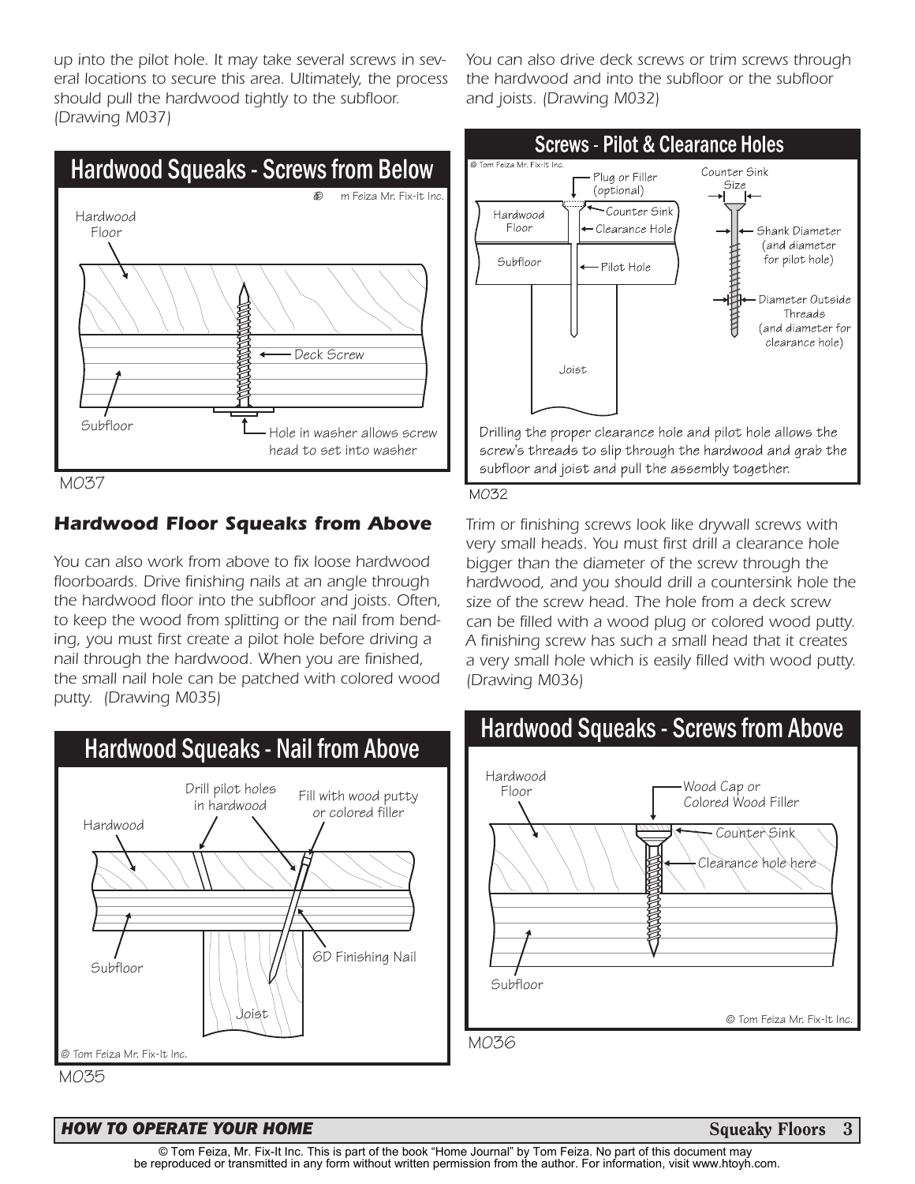up into the pilot hole. It may take several screws in several locations to secure this area. Ultimately, the process should pull the hardwood tightly to the subfloor. (Drawing M037)

## Hardwood Squeaks - Screws from Below

Hardwood Floor

Deck Screw

Subfloor

Hole in washer allows screw head to set into washer

M037

### *Hardwood Floor Squeaks from Above*

*You can also work from above to fix loose hardwood floorboards. Drive finishing nails at an angle through the hardwood floor into the subfloor and joists. Often, to keep the wood from splitting or the nail from bending, you must first create a pilot hole before driving a nail through the hardwood. When you are finished, the small nail hole can be patched with colored wood putty. (Drawing M035)*

## Hardwood Squeaks - Nail from Above

Drill pilot holes in hardwood

Fill with wood putty or colored filler

Hardwood

Subfloor

6D Finishing Nail

Joist

© Tom Feiza Mr. Fix-It Inc.

M035

*You can also drive deck screws or trim screws through the hardwood and into the subfloor or the subfloor and joists. (Drawing M032)*

## Screws - Pilot & Clearance Holes

© Tom Feiza Mr. Fix-It Inc.

Plug or Filler (optional)

Counter Sink

Clearance Hole

Pilot Hole

Hardwood Floor

Subfloor

Joist

Counter Sink Size

Shank Diameter (and diameter for pilot hole)

Diameter Outside Threads (and diameter for clearance hole)

Drilling the proper clearance hole and pilot hole allows the screw's threads to slip through the hardwood and grab the subfloor and joist and pull the assembly together.

M032

*Trim or finishing screws look like drywall screws with very small heads. You must first drill a clearance hole bigger than the diameter of the screw through the hardwood, and you should drill a countersink hole the size of the screw head. The hole from a deck screw can be filled with a wood plug or colored wood putty. A finishing screw has such a small head that it creates a very small hole which is easily filled with wood putty. (Drawing M036)*

## Hardwood Squeaks - Screws from Above

Hardwood Floor

Wood Cap or Colored Wood Filler

Counter Sink

Clearance hole here

Subfloor

© Tom Feiza Mr. Fix-It Inc.

M036

© Tom Feiza, Mr. Fix-It Inc. This is part of the book "Home Journal" by Tom Feiza. No part of this document may be reproduced or transmitted in any form without written permission from the author. For information, visit www.htoyh.com.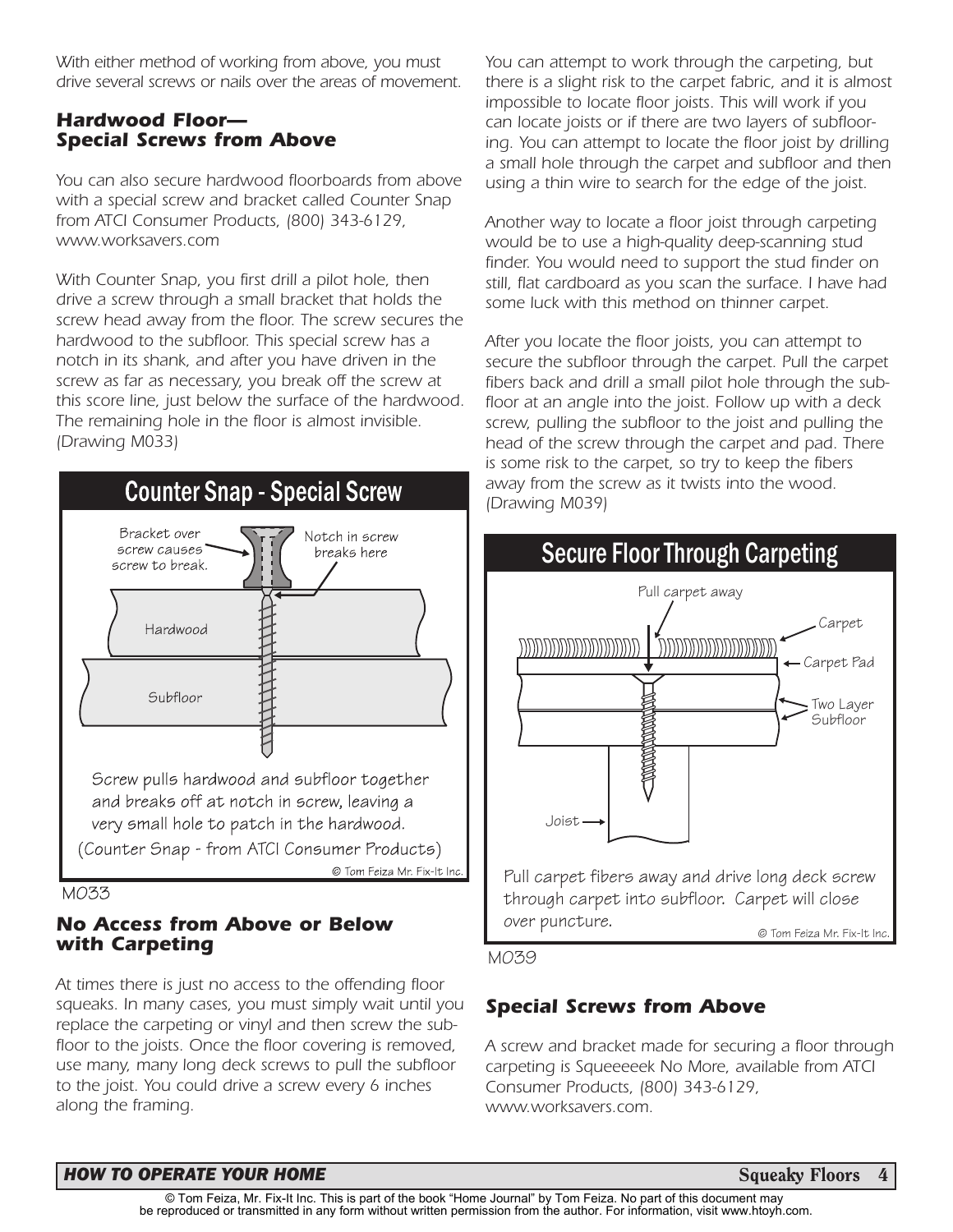With either method of working from above, you must drive several screws or nails over the areas of movement.

### Hardwood Floor—Special Screws from Above

You can also secure hardwood floorboards from above with a special screw and bracket called Counter Snap from ATCI Consumer Products, (800) 343-6129, www.worksavers.com

With Counter Snap, you first drill a pilot hole, then drive a screw through a small bracket that holds the screw head away from the floor. The screw secures the hardwood to the subfloor. This special screw has a notch in its shank, and after you have driven in the screw as far as necessary, you break off the screw at this score line, just below the surface of the hardwood. The remaining hole in the floor is almost invisible. (Drawing M033)

**Counter Snap - Special Screw**

Bracket over screw causes screw to break.

Notch in screw breaks here

Hardwood

Subfloor

Screw pulls hardwood and subfloor together and breaks off at notch in screw, leaving a very small hole to patch in the hardwood.

(Counter Snap - from ATCI Consumer Products)

© Tom Feiza Mr. Fix-It Inc.

M033

### No Access from Above or Below with Carpeting

At times there is just no access to the offending floor squeaks. In many cases, you must simply wait until you replace the carpeting or vinyl and then screw the subfloor to the joists. Once the floor covering is removed, use many, many long deck screws to pull the subfloor to the joist. You could drive a screw every 6 inches along the framing.

You can attempt to work through the carpeting, but there is a slight risk to the carpet fabric, and it is almost impossible to locate floor joists. This will work if you can locate joists or if there are two layers of subflooring. You can attempt to locate the floor joist by drilling a small hole through the carpet and subfloor and then using a thin wire to search for the edge of the joist.

Another way to locate a floor joist through carpeting would be to use a high-quality deep-scanning stud finder. You would need to support the stud finder on still, flat cardboard as you scan the surface. I have had some luck with this method on thinner carpet.

After you locate the floor joists, you can attempt to secure the subfloor through the carpet. Pull the carpet fibers back and drill a small pilot hole through the subfloor at an angle into the joist. Follow up with a deck screw, pulling the subfloor to the joist and pulling the head of the screw through the carpet and pad. There is some risk to the carpet, so try to keep the fibers away from the screw as it twists into the wood. (Drawing M039)

**Secure Floor Through Carpeting**

Pull carpet away

Carpet

Carpet Pad

Two Layer Subfloor

Joist

Pull carpet fibers away and drive long deck screw through carpet into subfloor. Carpet will close over puncture.

© Tom Feiza Mr. Fix-It Inc.

M039

### Special Screws from Above

A screw and bracket made for securing a floor through carpeting is Squeeeeek No More, available from ATCI Consumer Products, (800) 343-6129, www.worksavers.com.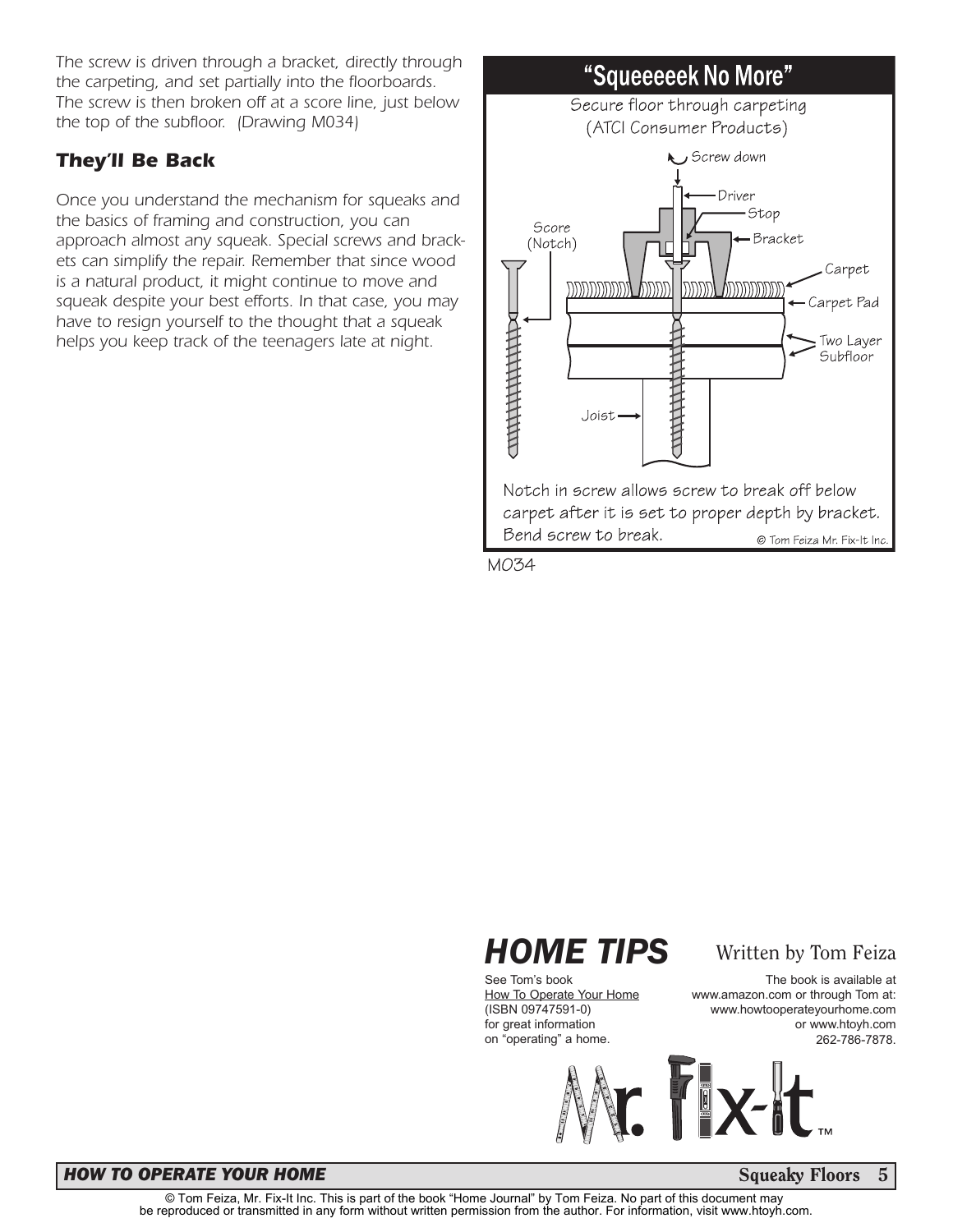*The screw is driven through a bracket, directly through the carpeting, and set partially into the floorboards. The screw is then broken off at a score line, just below the top of the subfloor. (Drawing M034)*

### *They'll Be Back*

*Once you understand the mechanism for squeaks and the basics of framing and construction, you can approach almost any squeak. Special screws and brackets can simplify the repair. Remember that since wood is a natural product, it might continue to move and squeak despite your best efforts. In that case, you may have to resign yourself to the thought that a squeak helps you keep track of the teenagers late at night.*

**"Squeeeeek No More"**

Secure floor through carpeting
(ATCI Consumer Products)

Screw down
Driver
Stop
Bracket
Score (Notch)
Carpet
Carpet Pad
Two Layer Subfloor
Joist

Notch in screw allows screw to break off below carpet after it is set to proper depth by bracket. Bend screw to break.

© Tom Feiza Mr. Fix-It Inc.

M034

## *HOME TIPS*

Written by Tom Feiza

See Tom's book How To Operate Your Home (ISBN 09747591-0) for great information on "operating" a home.

The book is available at www.amazon.com or through Tom at: www.howtooperateyourhome.com or www.htoyh.com 262-786-7878.

Mr. Fix-It™